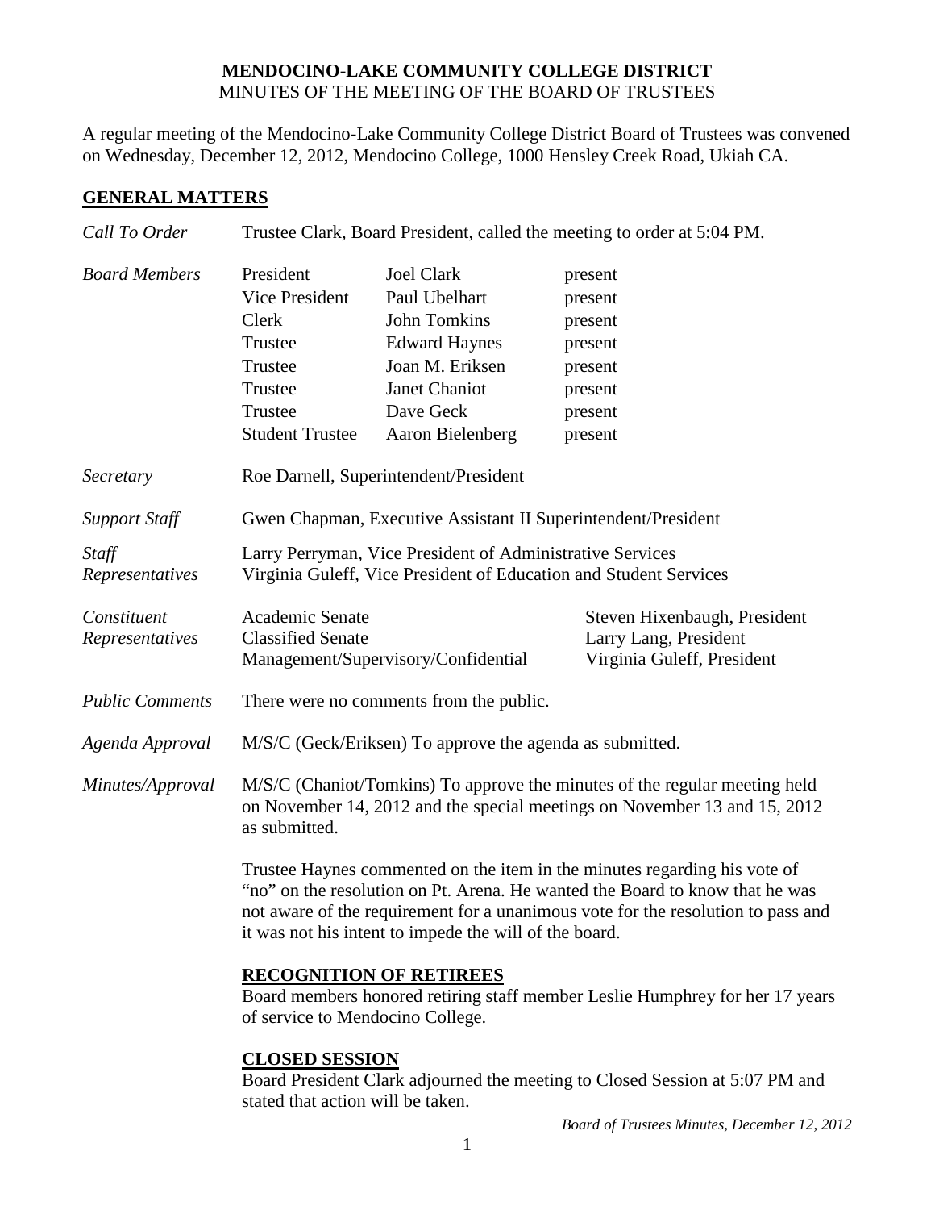**MENDOCINO-LAKE COMMUNITY COLLEGE DISTRICT**
MINUTES OF THE MEETING OF THE BOARD OF TRUSTEES

A regular meeting of the Mendocino-Lake Community College District Board of Trustees was convened on Wednesday, December 12, 2012, Mendocino College, 1000 Hensley Creek Road, Ukiah CA.

## GENERAL MATTERS

*Call To Order* — Trustee Clark, Board President, called the meeting to order at 5:04 PM.

*Board Members*

| | | |
|---|---|---|
| President | Joel Clark | present |
| Vice President | Paul Ubelhart | present |
| Clerk | John Tomkins | present |
| Trustee | Edward Haynes | present |
| Trustee | Joan M. Eriksen | present |
| Trustee | Janet Chaniot | present |
| Trustee | Dave Geck | present |
| Student Trustee | Aaron Bielenberg | present |

*Secretary* — Roe Darnell, Superintendent/President

*Support Staff* — Gwen Chapman, Executive Assistant II Superintendent/President

*Staff Representatives* — Larry Perryman, Vice President of Administrative Services; Virginia Guleff, Vice President of Education and Student Services

*Constituent Representatives*

| | |
|---|---|
| Academic Senate | Steven Hixenbaugh, President |
| Classified Senate | Larry Lang, President |
| Management/Supervisory/Confidential | Virginia Guleff, President |

*Public Comments* — There were no comments from the public.

*Agenda Approval* — M/S/C (Geck/Eriksen) To approve the agenda as submitted.

*Minutes/Approval* — M/S/C (Chaniot/Tomkins) To approve the minutes of the regular meeting held on November 14, 2012 and the special meetings on November 13 and 15, 2012 as submitted.

Trustee Haynes commented on the item in the minutes regarding his vote of "no" on the resolution on Pt. Arena. He wanted the Board to know that he was not aware of the requirement for a unanimous vote for the resolution to pass and it was not his intent to impede the will of the board.

### RECOGNITION OF RETIREES

Board members honored retiring staff member Leslie Humphrey for her 17 years of service to Mendocino College.

### CLOSED SESSION

Board President Clark adjourned the meeting to Closed Session at 5:07 PM and stated that action will be taken.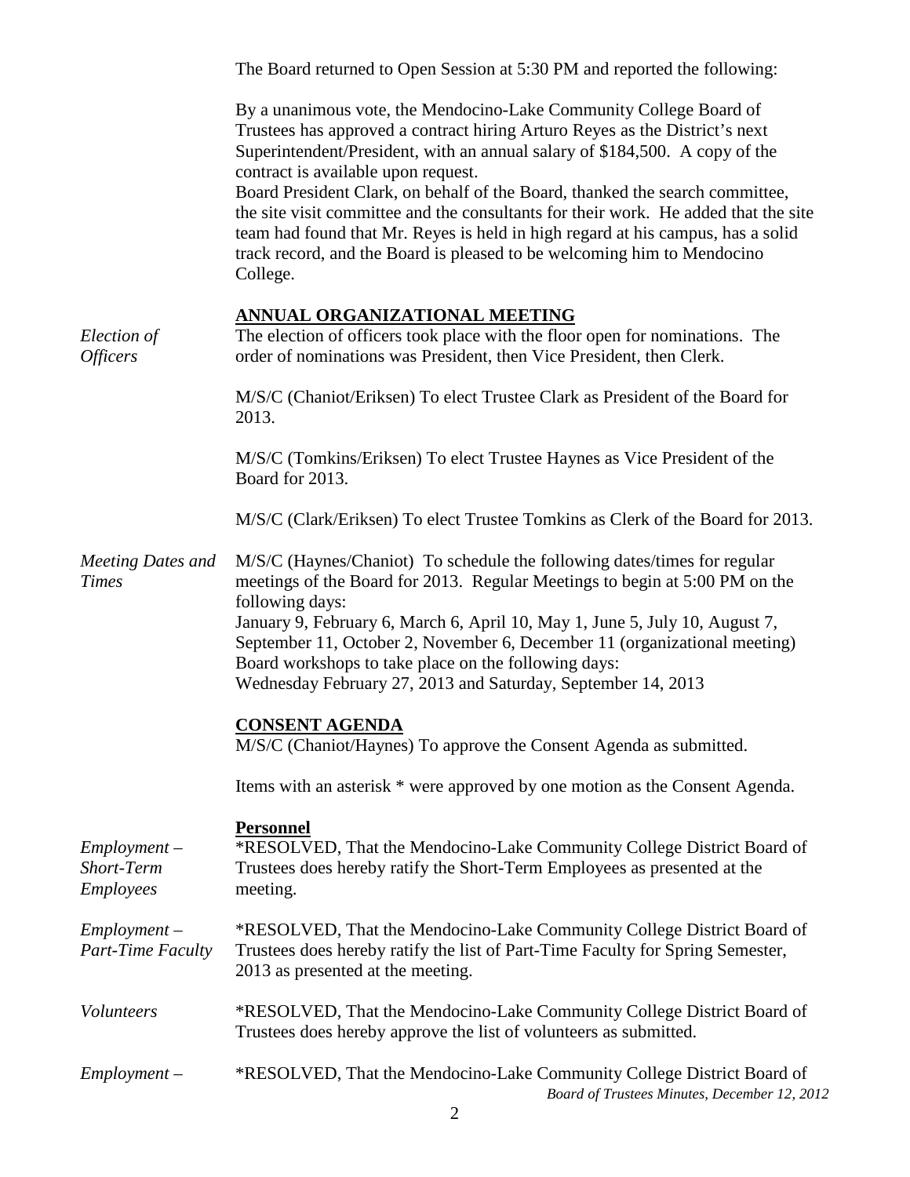The Board returned to Open Session at 5:30 PM and reported the following:

By a unanimous vote, the Mendocino-Lake Community College Board of Trustees has approved a contract hiring Arturo Reyes as the District's next Superintendent/President, with an annual salary of $184,500. A copy of the contract is available upon request.
Board President Clark, on behalf of the Board, thanked the search committee, the site visit committee and the consultants for their work. He added that the site team had found that Mr. Reyes is held in high regard at his campus, has a solid track record, and the Board is pleased to be welcoming him to Mendocino College.

## ANNUAL ORGANIZATIONAL MEETING

*Election of Officers*

The election of officers took place with the floor open for nominations. The order of nominations was President, then Vice President, then Clerk.

M/S/C (Chaniot/Eriksen) To elect Trustee Clark as President of the Board for 2013.

M/S/C (Tomkins/Eriksen) To elect Trustee Haynes as Vice President of the Board for 2013.

M/S/C (Clark/Eriksen) To elect Trustee Tomkins as Clerk of the Board for 2013.

*Meeting Dates and Times*

M/S/C (Haynes/Chaniot) To schedule the following dates/times for regular meetings of the Board for 2013. Regular Meetings to begin at 5:00 PM on the following days:
January 9, February 6, March 6, April 10, May 1, June 5, July 10, August 7, September 11, October 2, November 6, December 11 (organizational meeting)
Board workshops to take place on the following days:
Wednesday February 27, 2013 and Saturday, September 14, 2013

## CONSENT AGENDA

M/S/C (Chaniot/Haynes) To approve the Consent Agenda as submitted.

Items with an asterisk * were approved by one motion as the Consent Agenda.

### Personnel

*Employment – Short-Term Employees*

*RESOLVED, That the Mendocino-Lake Community College District Board of Trustees does hereby ratify the Short-Term Employees as presented at the meeting.

*Employment – Part-Time Faculty*

*RESOLVED, That the Mendocino-Lake Community College District Board of Trustees does hereby ratify the list of Part-Time Faculty for Spring Semester, 2013 as presented at the meeting.

*Volunteers*

*RESOLVED, That the Mendocino-Lake Community College District Board of Trustees does hereby approve the list of volunteers as submitted.

*Employment –*

*RESOLVED, That the Mendocino-Lake Community College District Board of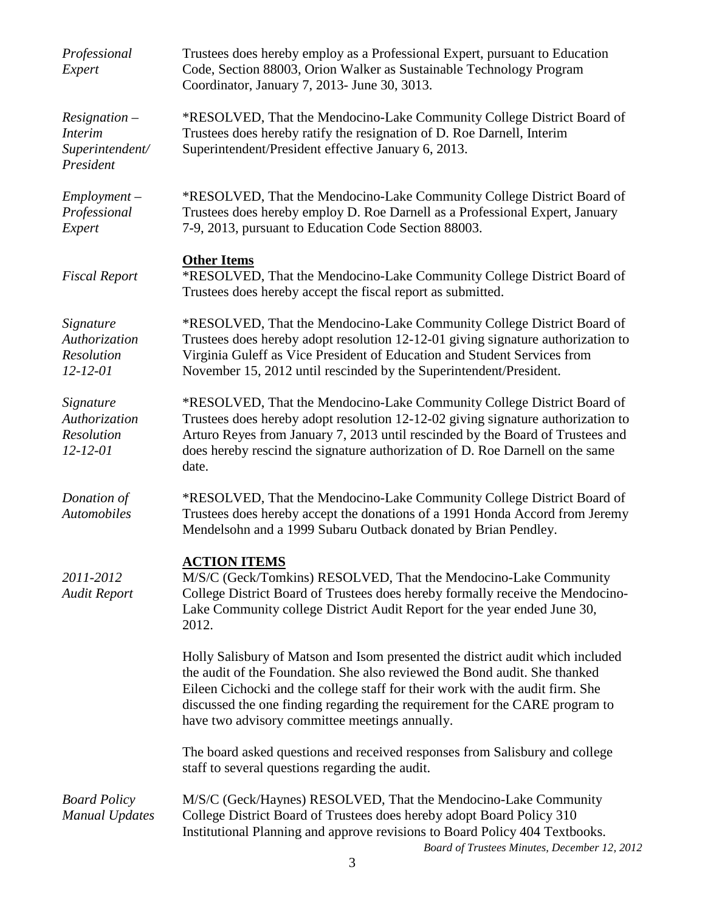*Professional Expert*

Trustees does hereby employ as a Professional Expert, pursuant to Education Code, Section 88003, Orion Walker as Sustainable Technology Program Coordinator, January 7, 2013- June 30, 3013.

*Resignation – Interim Superintendent/ President*

*RESOLVED, That the Mendocino-Lake Community College District Board of Trustees does hereby ratify the resignation of D. Roe Darnell, Interim Superintendent/President effective January 6, 2013.

*Employment – Professional Expert*

*RESOLVED, That the Mendocino-Lake Community College District Board of Trustees does hereby employ D. Roe Darnell as a Professional Expert, January 7-9, 2013, pursuant to Education Code Section 88003.

**Other Items**

*Fiscal Report*

*RESOLVED, That the Mendocino-Lake Community College District Board of Trustees does hereby accept the fiscal report as submitted.

*Signature Authorization Resolution 12-12-01*

*RESOLVED, That the Mendocino-Lake Community College District Board of Trustees does hereby adopt resolution 12-12-01 giving signature authorization to Virginia Guleff as Vice President of Education and Student Services from November 15, 2012 until rescinded by the Superintendent/President.

*Signature Authorization Resolution 12-12-01*

*RESOLVED, That the Mendocino-Lake Community College District Board of Trustees does hereby adopt resolution 12-12-02 giving signature authorization to Arturo Reyes from January 7, 2013 until rescinded by the Board of Trustees and does hereby rescind the signature authorization of D. Roe Darnell on the same date.

*Donation of Automobiles*

*RESOLVED, That the Mendocino-Lake Community College District Board of Trustees does hereby accept the donations of a 1991 Honda Accord from Jeremy Mendelsohn and a 1999 Subaru Outback donated by Brian Pendley.

**ACTION ITEMS**

*2011-2012 Audit Report*

M/S/C (Geck/Tomkins) RESOLVED, That the Mendocino-Lake Community College District Board of Trustees does hereby formally receive the Mendocino-Lake Community college District Audit Report for the year ended June 30, 2012.

Holly Salisbury of Matson and Isom presented the district audit which included the audit of the Foundation. She also reviewed the Bond audit. She thanked Eileen Cichocki and the college staff for their work with the audit firm. She discussed the one finding regarding the requirement for the CARE program to have two advisory committee meetings annually.

The board asked questions and received responses from Salisbury and college staff to several questions regarding the audit.

*Board Policy Manual Updates*

M/S/C (Geck/Haynes) RESOLVED, That the Mendocino-Lake Community College District Board of Trustees does hereby adopt Board Policy 310 Institutional Planning and approve revisions to Board Policy 404 Textbooks.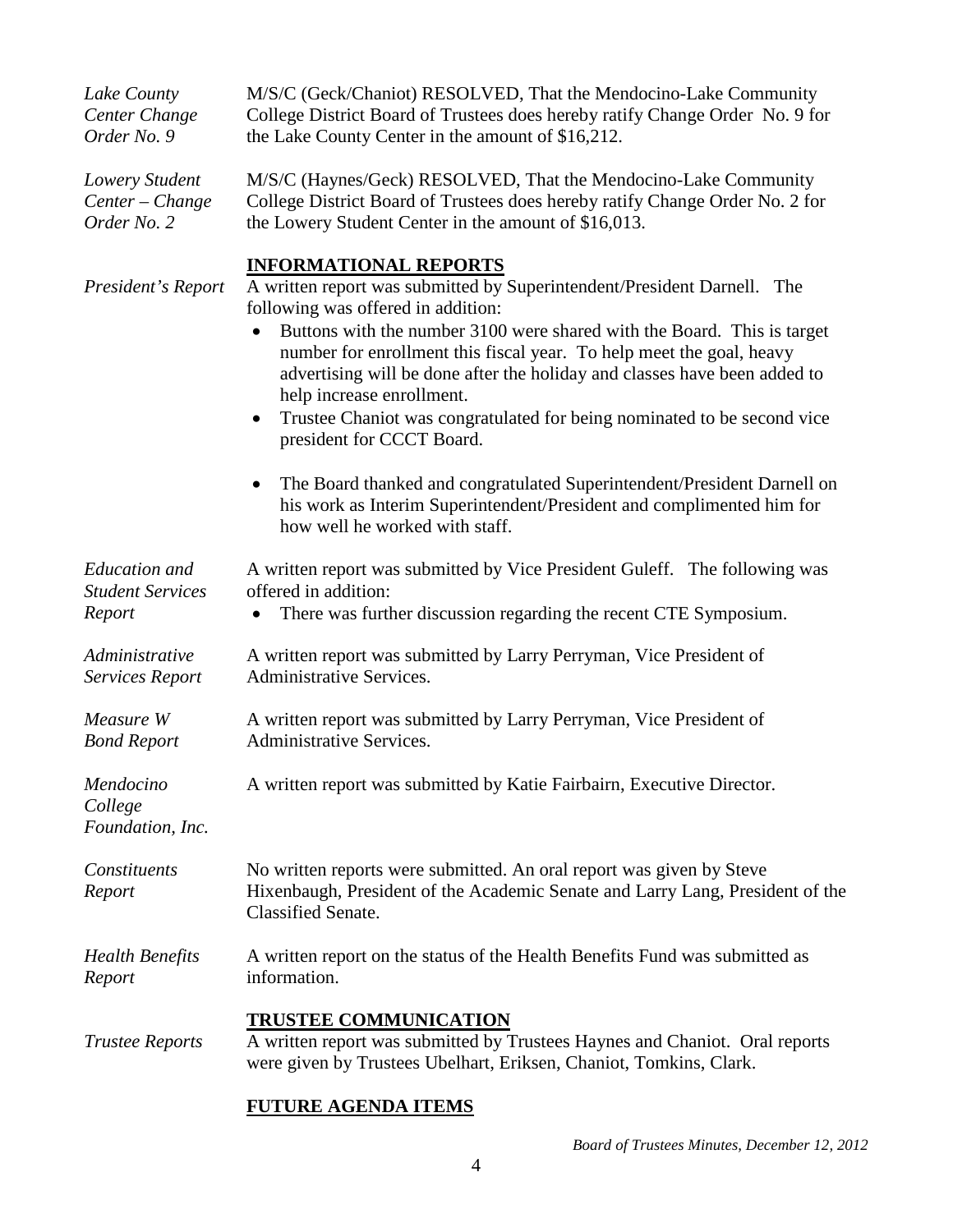*Lake County Center Change Order No. 9*

M/S/C (Geck/Chaniot) RESOLVED, That the Mendocino-Lake Community College District Board of Trustees does hereby ratify Change Order No. 9 for the Lake County Center in the amount of $16,212.

*Lowery Student Center – Change Order No. 2*

M/S/C (Haynes/Geck) RESOLVED, That the Mendocino-Lake Community College District Board of Trustees does hereby ratify Change Order No. 2 for the Lowery Student Center in the amount of $16,013.

## INFORMATIONAL REPORTS

*President's Report*

A written report was submitted by Superintendent/President Darnell. The following was offered in addition:

- Buttons with the number 3100 were shared with the Board. This is target number for enrollment this fiscal year. To help meet the goal, heavy advertising will be done after the holiday and classes have been added to help increase enrollment.
- Trustee Chaniot was congratulated for being nominated to be second vice president for CCCT Board.
- The Board thanked and congratulated Superintendent/President Darnell on his work as Interim Superintendent/President and complimented him for how well he worked with staff.

*Education and Student Services Report*

A written report was submitted by Vice President Guleff. The following was offered in addition:

- There was further discussion regarding the recent CTE Symposium.

*Administrative Services Report*

A written report was submitted by Larry Perryman, Vice President of Administrative Services.

*Measure W Bond Report*

A written report was submitted by Larry Perryman, Vice President of Administrative Services.

*Mendocino College Foundation, Inc.*

A written report was submitted by Katie Fairbairn, Executive Director.

*Constituents Report*

No written reports were submitted. An oral report was given by Steve Hixenbaugh, President of the Academic Senate and Larry Lang, President of the Classified Senate.

*Health Benefits Report*

A written report on the status of the Health Benefits Fund was submitted as information.

## TRUSTEE COMMUNICATION

*Trustee Reports*

A written report was submitted by Trustees Haynes and Chaniot. Oral reports were given by Trustees Ubelhart, Eriksen, Chaniot, Tomkins, Clark.

## FUTURE AGENDA ITEMS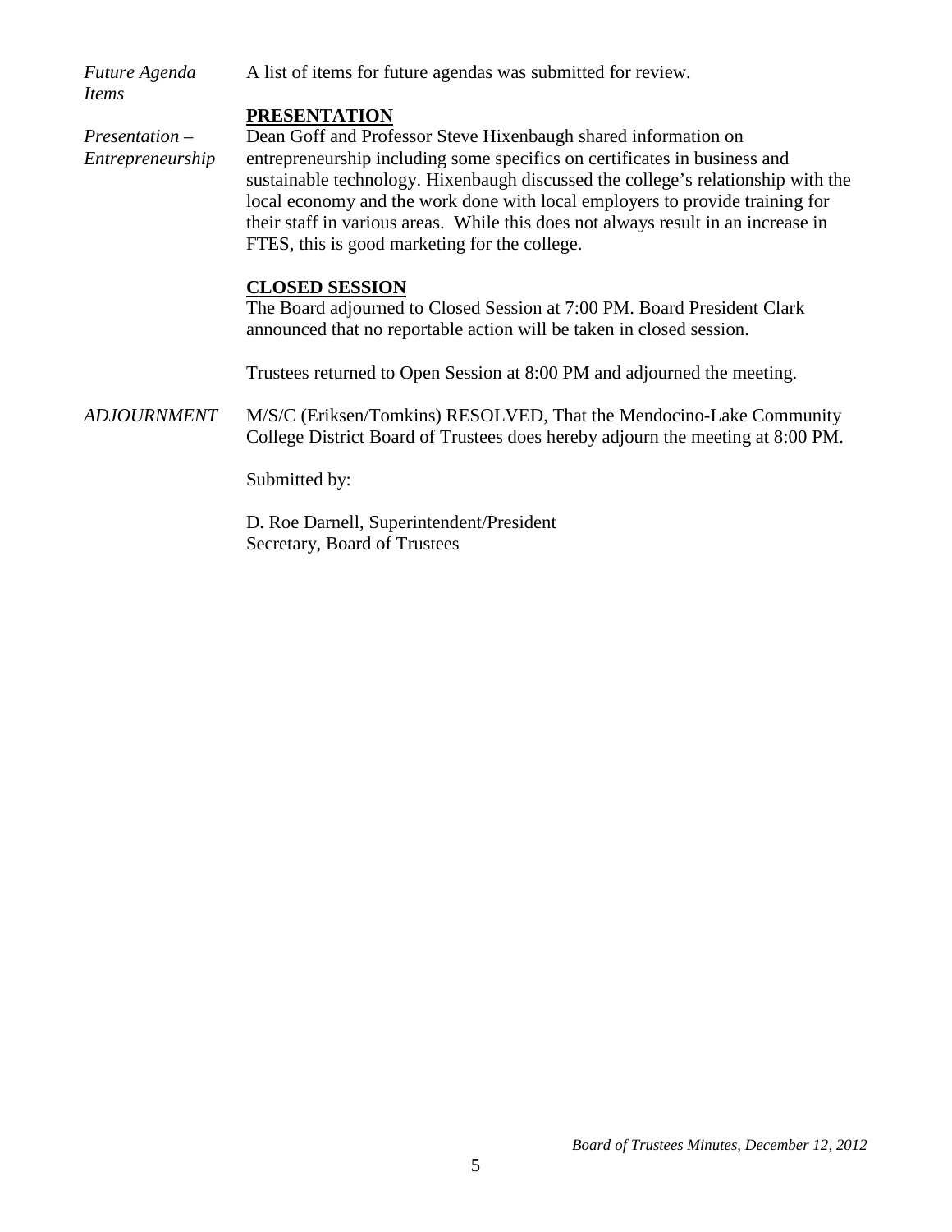*Future Agenda Items*

A list of items for future agendas was submitted for review.

## PRESENTATION

*Presentation – Entrepreneurship*

Dean Goff and Professor Steve Hixenbaugh shared information on entrepreneurship including some specifics on certificates in business and sustainable technology. Hixenbaugh discussed the college's relationship with the local economy and the work done with local employers to provide training for their staff in various areas. While this does not always result in an increase in FTES, this is good marketing for the college.

## CLOSED SESSION

The Board adjourned to Closed Session at 7:00 PM. Board President Clark announced that no reportable action will be taken in closed session.

Trustees returned to Open Session at 8:00 PM and adjourned the meeting.

*ADJOURNMENT*

M/S/C (Eriksen/Tomkins) RESOLVED, That the Mendocino-Lake Community College District Board of Trustees does hereby adjourn the meeting at 8:00 PM.

Submitted by:

D. Roe Darnell, Superintendent/President
Secretary, Board of Trustees

*Board of Trustees Minutes, December 12, 2012*